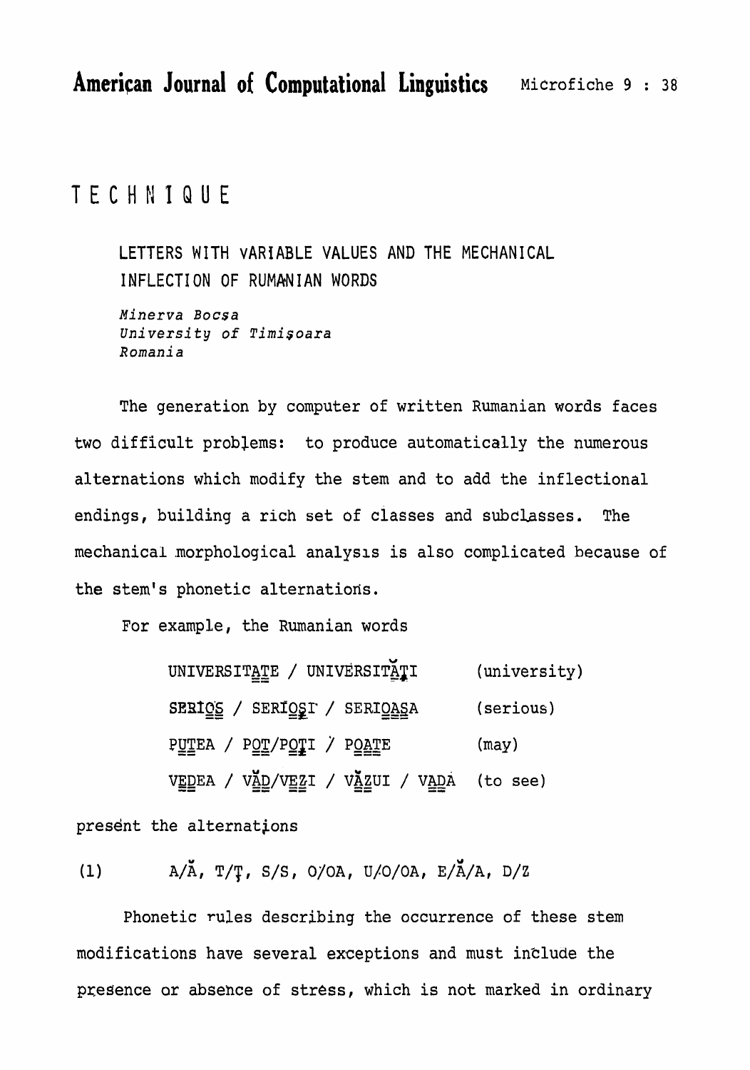# American Journal of Computational Linguistics

## TECHNIQUE

### LETTERS WITH VARIABLE VALUES AND THE MECHANICAL INFLECTION OF RUMANIAN WORDS

*Minerva Bocşa*
*University of Timişoara*
*Romania*

The generation by computer of written Rumanian words faces two difficult problems: to produce automatically the numerous alternations which modify the stem and to add the inflectional endings, building a rich set of classes and subclasses. The mechanical morphological analysis is also complicated because of the stem's phonetic alternations.

For example, the Rumanian words

| | |
|---|---|
| UNIVERSITATE / UNIVERSITĂŢI | (university) |
| SERIOS / SERIOŞI / SERIOASA | (serious) |
| PUTEA / POT/POŢI / POATE | (may) |
| VEDEA / VĂD/VEZI / VĂZUI / VADA | (to see) |

present the alternations

(1) A/Ă, T/Ţ, S/Ş, O/OA, U/O/OA, E/Ă/A, D/Z

Phonetic rules describing the occurrence of these stem modifications have several exceptions and must include the presence or absence of stress, which is not marked in ordinary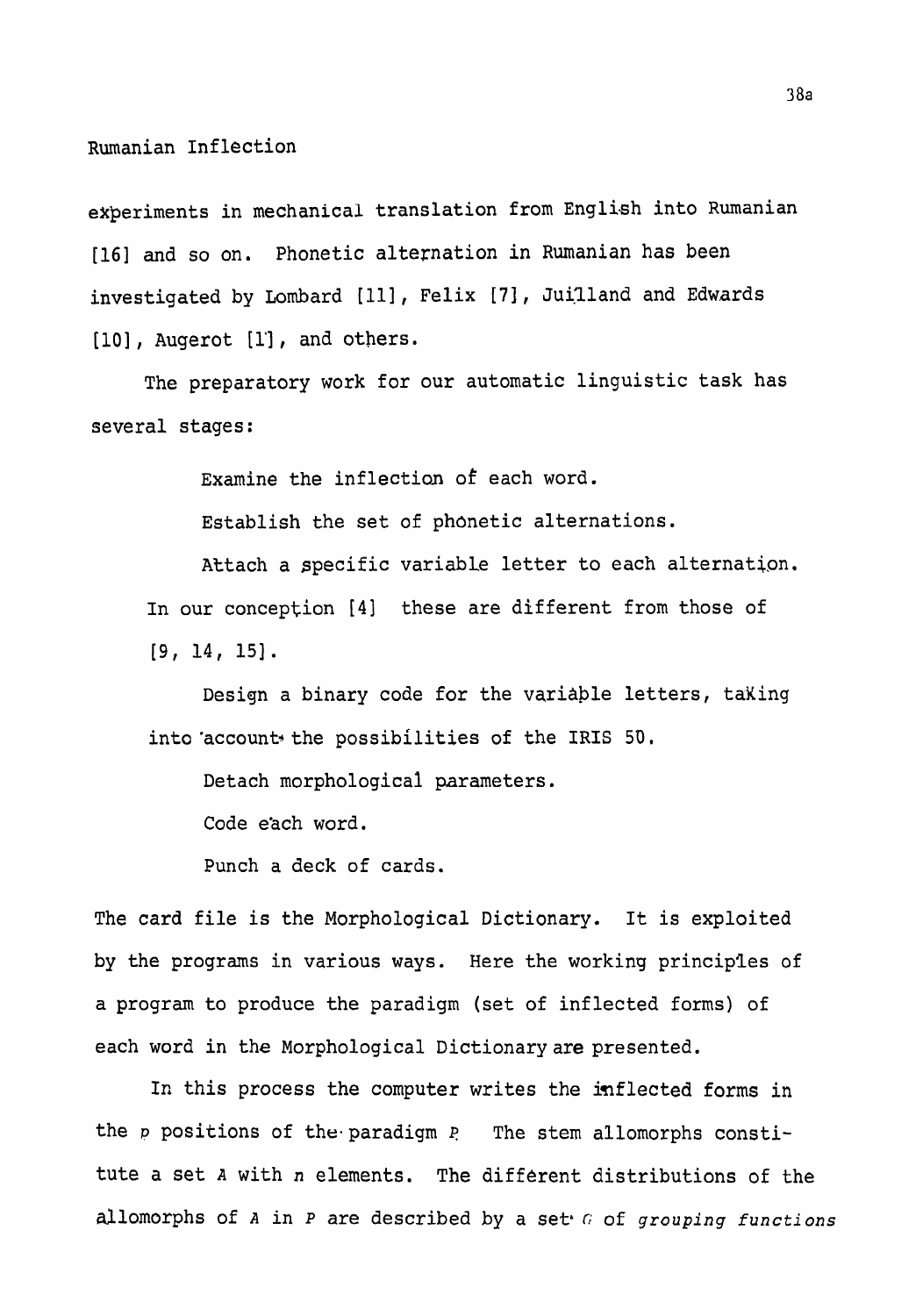experiments in mechanical translation from English into Rumanian [16] and so on. Phonetic alternation in Rumanian has been investigated by Lombard [11], Felix [7], Juilland and Edwards [10], Augerot [1], and others.

The preparatory work for our automatic linguistic task has several stages:

Examine the inflection of each word.

Establish the set of phonetic alternations.

Attach a specific variable letter to each alternation. In our conception [4] these are different from those of [9, 14, 15].

Design a binary code for the variable letters, taking into account the possibilities of the IRIS 50.

Detach morphological parameters.

Code each word.

Punch a deck of cards.

The card file is the Morphological Dictionary. It is exploited by the programs in various ways. Here the working principles of a program to produce the paradigm (set of inflected forms) of each word in the Morphological Dictionary are presented.

In this process the computer writes the inflected forms in the $p$ positions of the paradigm $P$. The stem allomorphs constitute a set $A$ with $n$ elements. The different distributions of the allomorphs of $A$ in $P$ are described by a set $G$ of *grouping functions*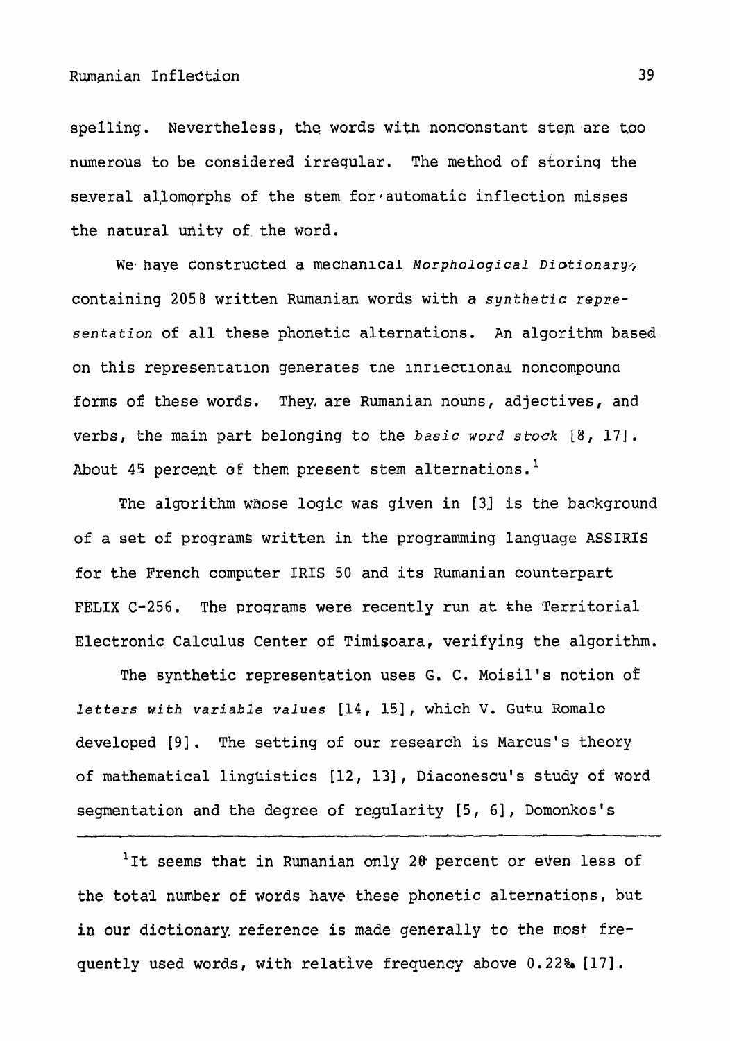spelling. Nevertheless, the words with nonconstant stem are too numerous to be considered irregular. The method of storing the several allomorphs of the stem for automatic inflection misses the natural unity of the word.

We have constructed a mechanical *Morphological Dictionary*, containing 2058 written Rumanian words with a *synthetic representation* of all these phonetic alternations. An algorithm based on this representation generates the inflectional noncompound forms of these words. They are Rumanian nouns, adjectives, and verbs, the main part belonging to the *basic word stock* [8, 17]. About 45 percent of them present stem alternations.[1]

The algorithm whose logic was given in [3] is the background of a set of programs written in the programming language ASSIRIS for the French computer IRIS 50 and its Rumanian counterpart FELIX C-256. The programs were recently run at the Territorial Electronic Calculus Center of Timisoara, verifying the algorithm.

The synthetic representation uses G. C. Moisil's notion of *letters with variable values* [14, 15], which V. Gutu Romalo developed [9]. The setting of our research is Marcus's theory of mathematical linguistics [12, 13], Diaconescu's study of word segmentation and the degree of regularity [5, 6], Domonkos's

---

[1]It seems that in Rumanian only 20 percent or even less of the total number of words have these phonetic alternations, but in our dictionary reference is made generally to the most frequently used words, with relative frequency above 0.22% [17].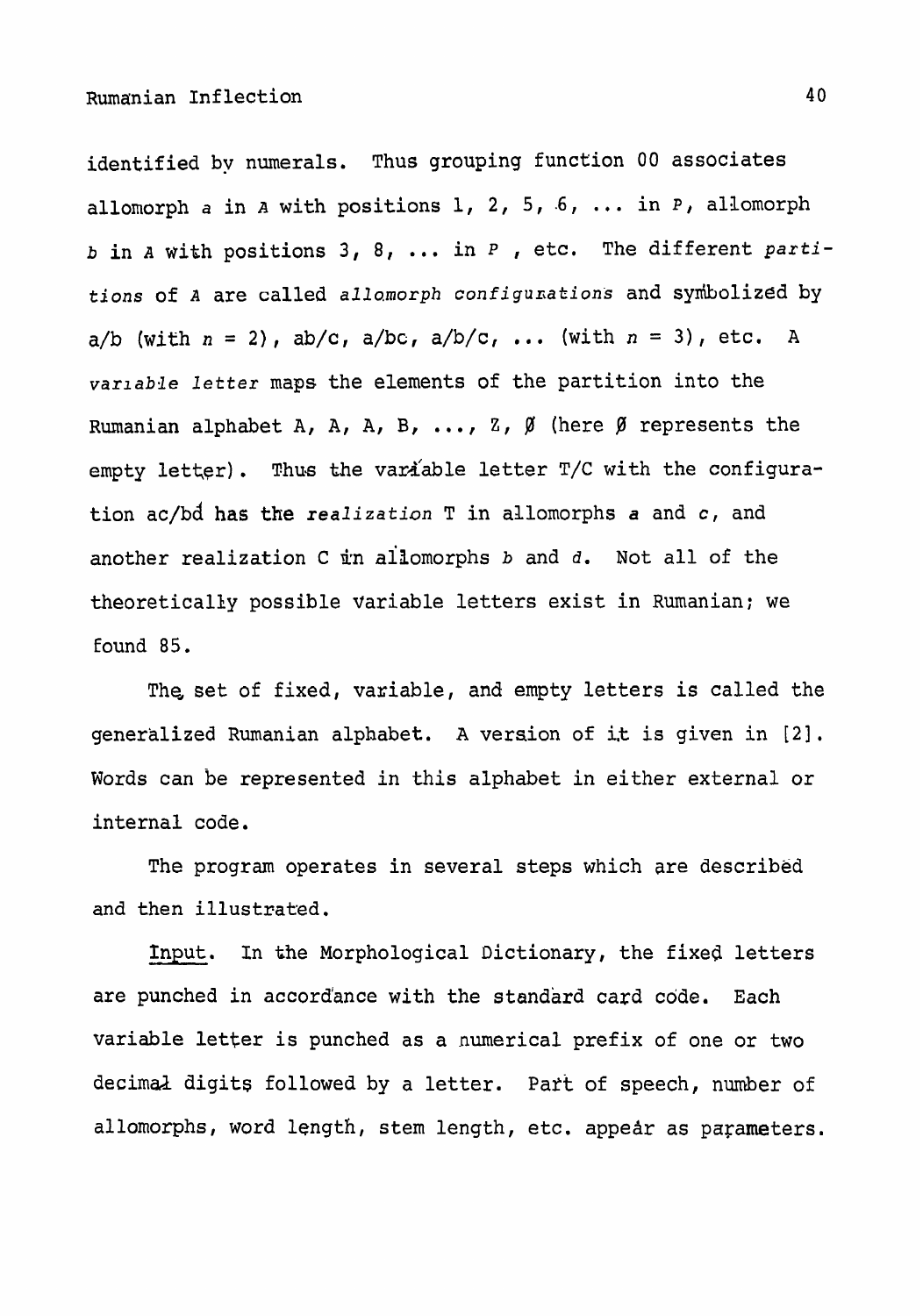identified by numerals. Thus grouping function 00 associates allomorph *a* in *A* with positions 1, 2, 5, 6, ... in *P*, allomorph *b* in *A* with positions 3, 8, ... in *P* , etc. The different *partitions* of *A* are called *allomorph configurations* and symbolized by a/b (with $n = 2$), ab/c, a/bc, a/b/c, ... (with $n = 3$), etc. A *variable letter* maps the elements of the partition into the Rumanian alphabet A, Ă, Â, B, ..., Z, Ø (here Ø represents the empty letter). Thus the variable letter T/C with the configuration ac/bd has the *realization* T in allomorphs *a* and *c*, and another realization C in allomorphs *b* and *d*. Not all of the theoretically possible variable letters exist in Rumanian; we found 85.

The set of fixed, variable, and empty letters is called the generalized Rumanian alphabet. A version of it is given in [2]. Words can be represented in this alphabet in either external or internal code.

The program operates in several steps which are described and then illustrated.

<u>Input</u>. In the Morphological Dictionary, the fixed letters are punched in accordance with the standard card code. Each variable letter is punched as a numerical prefix of one or two decimal digits followed by a letter. Part of speech, number of allomorphs, word length, stem length, etc. appear as parameters.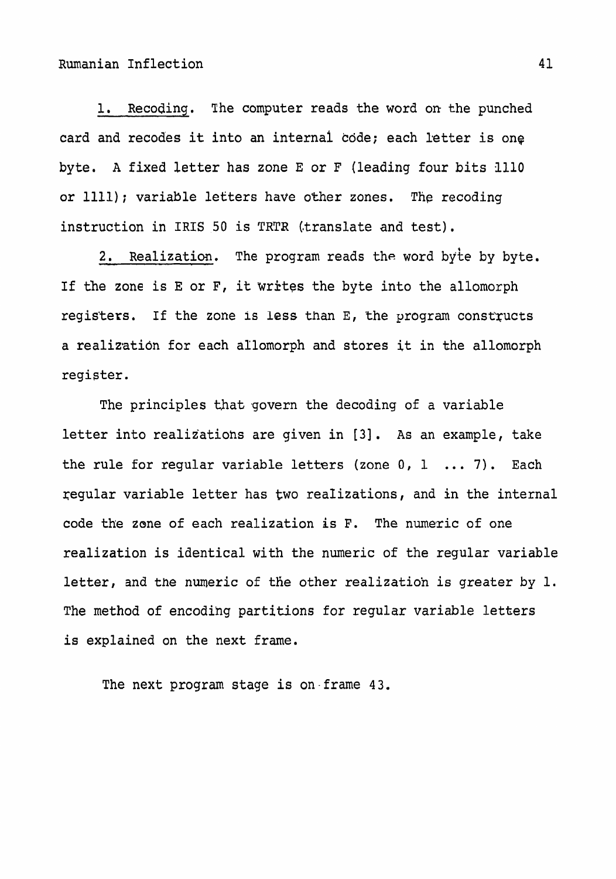1. <u>Recoding</u>. The computer reads the word on the punched card and recodes it into an internal code; each letter is one byte. A fixed letter has zone E or F (leading four bits 1110 or 1111); variable letters have other zones. The recoding instruction in IRIS 50 is TRTR (translate and test).

2. <u>Realization</u>. The program reads the word byte by byte. If the zone is E or F, it writes the byte into the allomorph registers. If the zone is less than E, the program constructs a realization for each allomorph and stores it in the allomorph register.

The principles that govern the decoding of a variable letter into realizations are given in [3]. As an example, take the rule for regular variable letters (zone 0, 1 ... 7). Each regular variable letter has two realizations, and in the internal code the zone of each realization is F. The numeric of one realization is identical with the numeric of the regular variable letter, and the numeric of the other realization is greater by 1. The method of encoding partitions for regular variable letters is explained on the next frame.

The next program stage is on frame 43.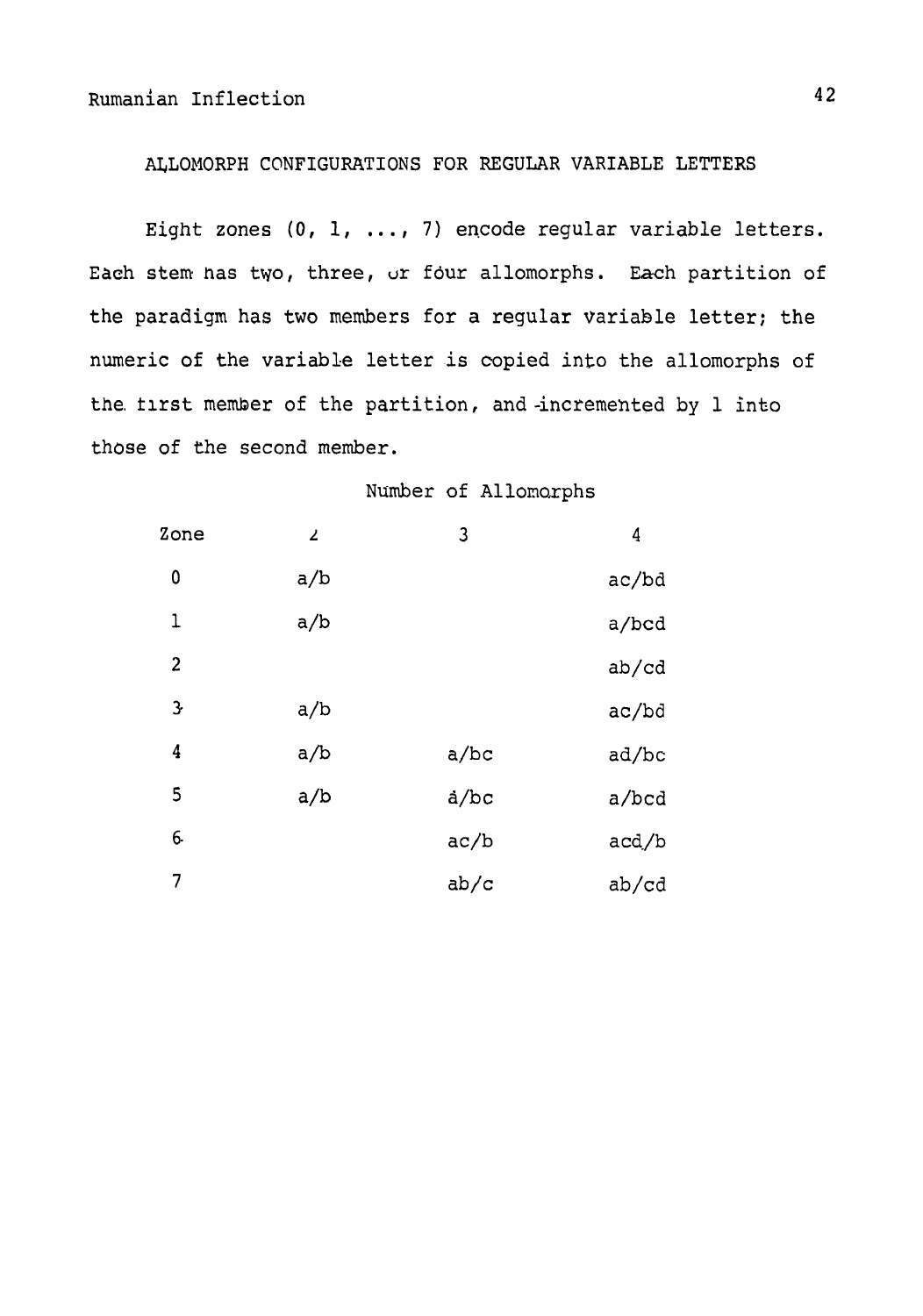## ALLOMORPH CONFIGURATIONS FOR REGULAR VARIABLE LETTERS

Eight zones (0, 1, ..., 7) encode regular variable letters. Each stem has two, three, or four allomorphs. Each partition of the paradigm has two members for a regular variable letter; the numeric of the variable letter is copied into the allomorphs of the first member of the partition, and incremented by 1 into those of the second member.

| | Number of Allomorphs | | |
|---|---|---|---|
| Zone | 2 | 3 | 4 |
| 0 | a/b | | ac/bd |
| 1 | a/b | | a/bcd |
| 2 | | | ab/cd |
| 3 | a/b | | ac/bd |
| 4 | a/b | a/bc | ad/bc |
| 5 | a/b | a/bc | a/bcd |
| 6 | | ac/b | acd/b |
| 7 | | ab/c | ab/cd |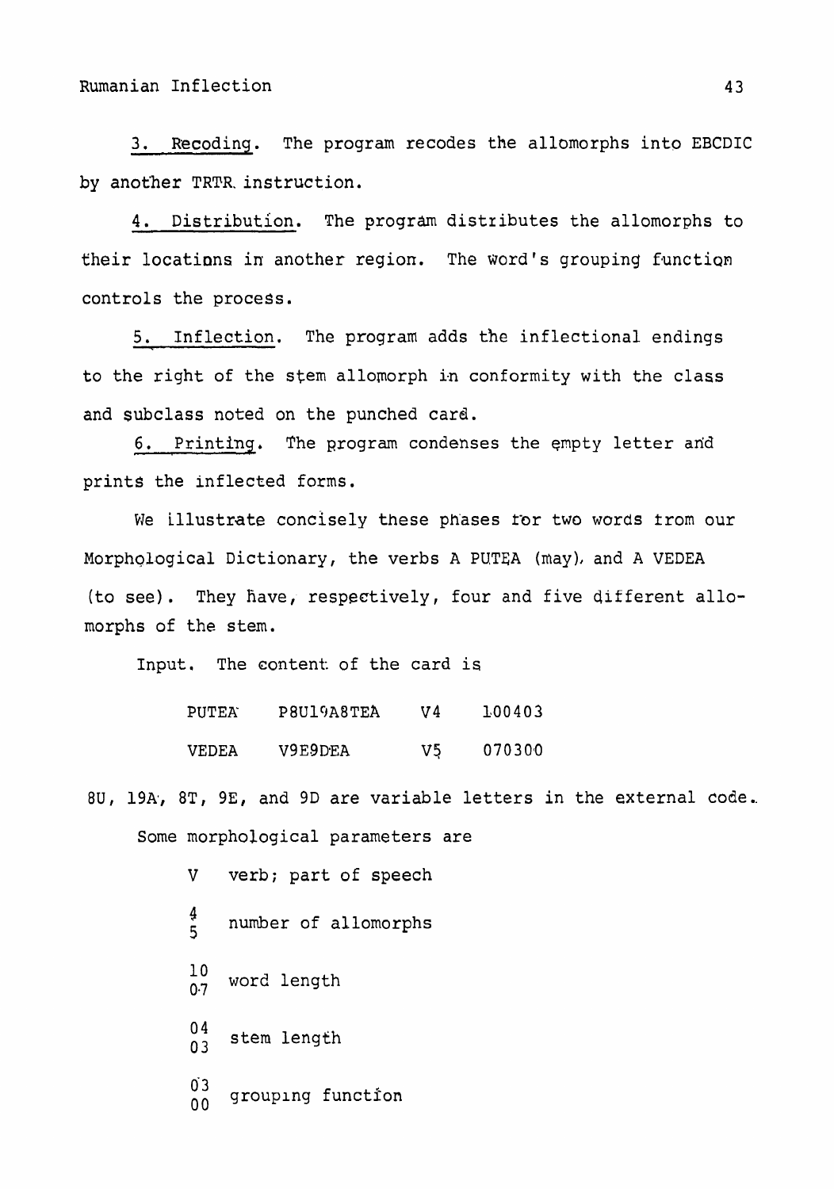3. Recoding. The program recodes the allomorphs into EBCDIC by another TRTR instruction.

4. Distribution. The program distributes the allomorphs to their locations in another region. The word's grouping function controls the process.

5. Inflection. The program adds the inflectional endings to the right of the stem allomorph in conformity with the class and subclass noted on the punched card.

6. Printing. The program condenses the empty letter and prints the inflected forms.

We illustrate concisely these phases for two words from our Morphological Dictionary, the verbs A PUTEA (may), and A VEDEA (to see). They have, respectively, four and five different allomorphs of the stem.

Input. The content of the card is

```
PUTEA   P8U19A8TEA   V4   100403
VEDEA   V9E9DEA      V5   070300
```

8U, 19A, 8T, 9E, and 9D are variable letters in the external code.

Some morphological parameters are

| | |
|---|---|
| V | verb; part of speech |
| 4<br>5 | number of allomorphs |
| 10<br>07 | word length |
| 04<br>03 | stem length |
| 03<br>00 | grouping function |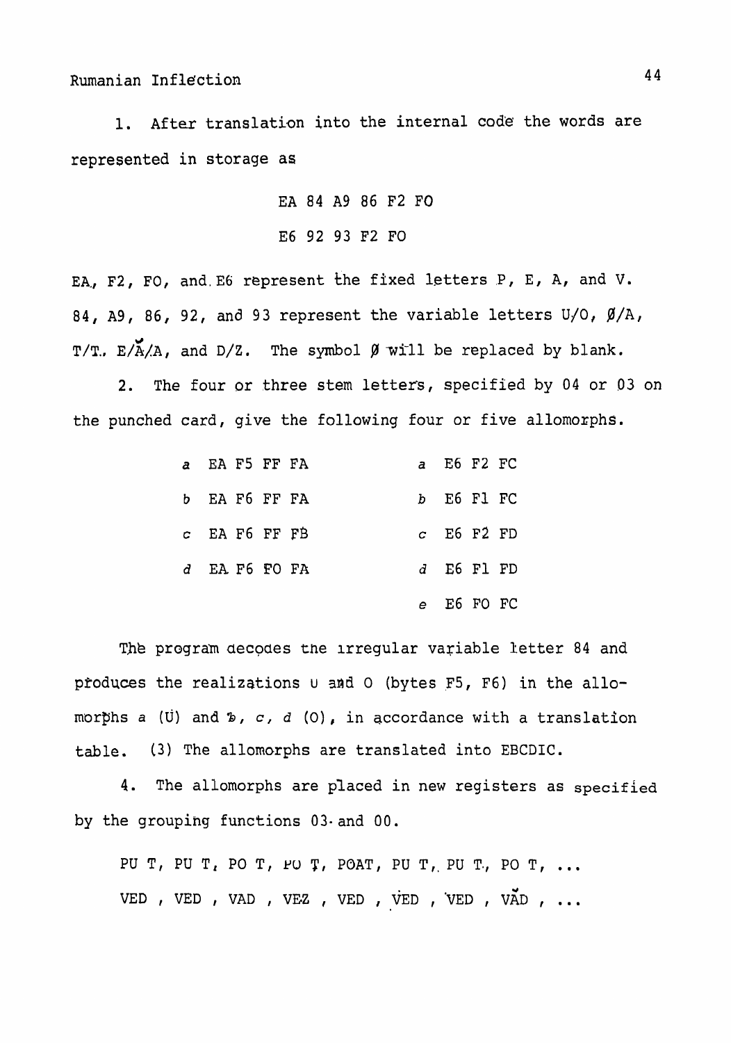1. After translation into the internal code the words are represented in storage as

EA 84 A9 86 F2 FO

E6 92 93 F2 FO

EA, F2, FO, and E6 represent the fixed letters P, E, A, and V. 84, A9, 86, 92, and 93 represent the variable letters U/O, Ø/A, T/Ţ, E/Ă/A, and D/Z. The symbol Ø will be replaced by blank.

2. The four or three stem letters, specified by 04 or 03 on the punched card, give the following four or five allomorphs.

| | | | |
|---|---|---|---|
| *a* | EA F5 FF FA | *a* | E6 F2 FC |
| *b* | EA F6 FF FA | *b* | E6 F1 FC |
| *c* | EA F6 FF FB | *c* | E6 F2 FD |
| *d* | EA F6 FO FA | *d* | E6 F1 FD |
| | | *e* | E6 FO FC |

The program decodes the irregular variable letter 84 and produces the realizations U and O (bytes F5, F6) in the allomorphs *a* (U) and *b*, *c*, *d* (O), in accordance with a translation table. (3) The allomorphs are translated into EBCDIC.

4. The allomorphs are placed in new registers as specified by the grouping functions 03 and 00.

PU T, PU T, PO T, PO Ţ, POAT, PU T, PU T, PO T, ...

VED , VED , VAD , VEZ , VED , VED , VED , VĂD , ...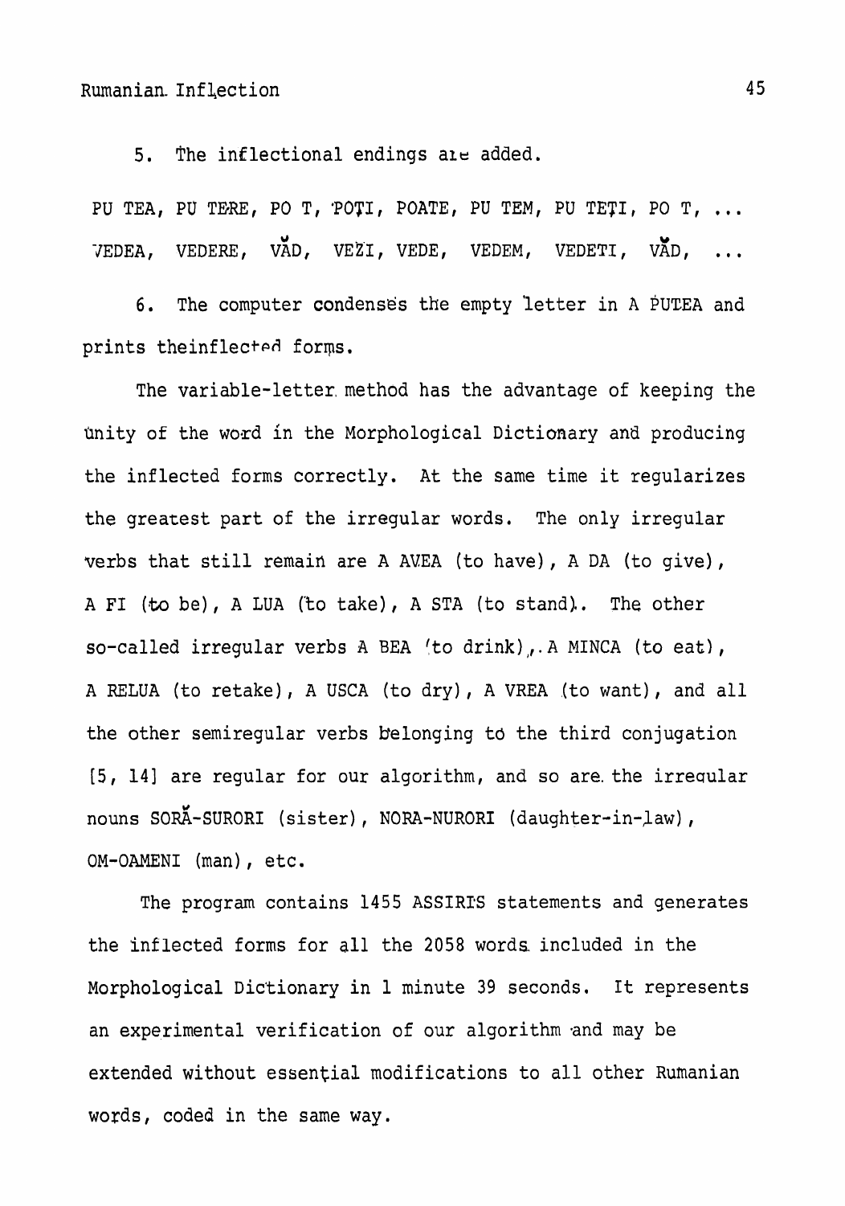5. The inflectional endings are added.

PU TEA, PU TERE, PO T, POŢI, POATE, PU TEM, PU TEŢI, PO T, ...
VEDEA, VEDERE, VĂD, VEZI, VEDE, VEDEM, VEDETI, VĂD, ...

6. The computer condenses the empty letter in A PUTEA and prints theinflected forms.

The variable-letter method has the advantage of keeping the unity of the word in the Morphological Dictionary and producing the inflected forms correctly. At the same time it regularizes the greatest part of the irregular words. The only irregular verbs that still remain are A AVEA (to have), A DA (to give), A FI (to be), A LUA (to take), A STA (to stand). The other so-called irregular verbs A BEA (to drink), A MINCA (to eat), A RELUA (to retake), A USCA (to dry), A VREA (to want), and all the other semiregular verbs belonging to the third conjugation [5, 14] are regular for our algorithm, and so are the irregular nouns SORĂ-SURORI (sister), NORA-NURORI (daughter-in-law), OM-OAMENI (man), etc.

The program contains 1455 ASSIRIS statements and generates the inflected forms for all the 2058 words included in the Morphological Dictionary in 1 minute 39 seconds. It represents an experimental verification of our algorithm and may be extended without essential modifications to all other Rumanian words, coded in the same way.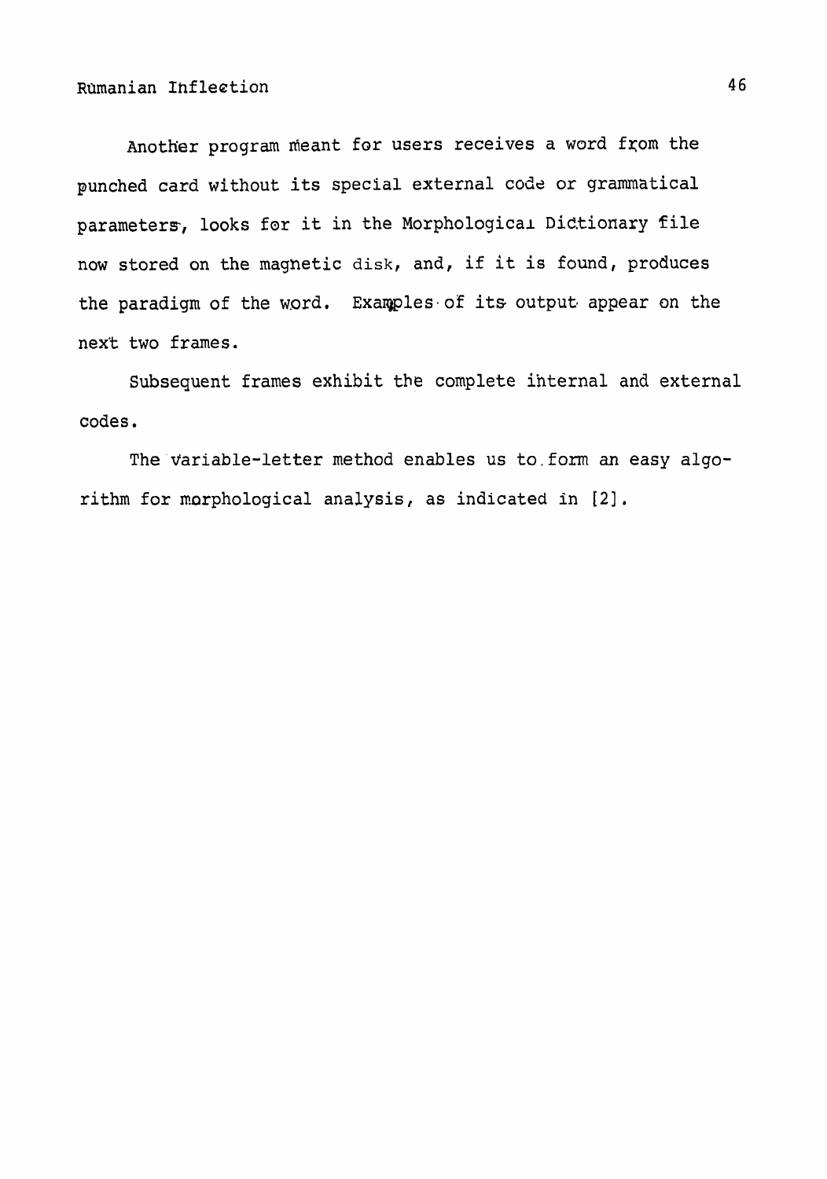Another program meant for users receives a word from the punched card without its special external code or grammatical parameters, looks for it in the Morphological Dictionary file now stored on the magnetic disk, and, if it is found, produces the paradigm of the word. Examples of its output appear on the next two frames.

Subsequent frames exhibit the complete internal and external codes.

The variable-letter method enables us to form an easy algorithm for morphological analysis, as indicated in [2].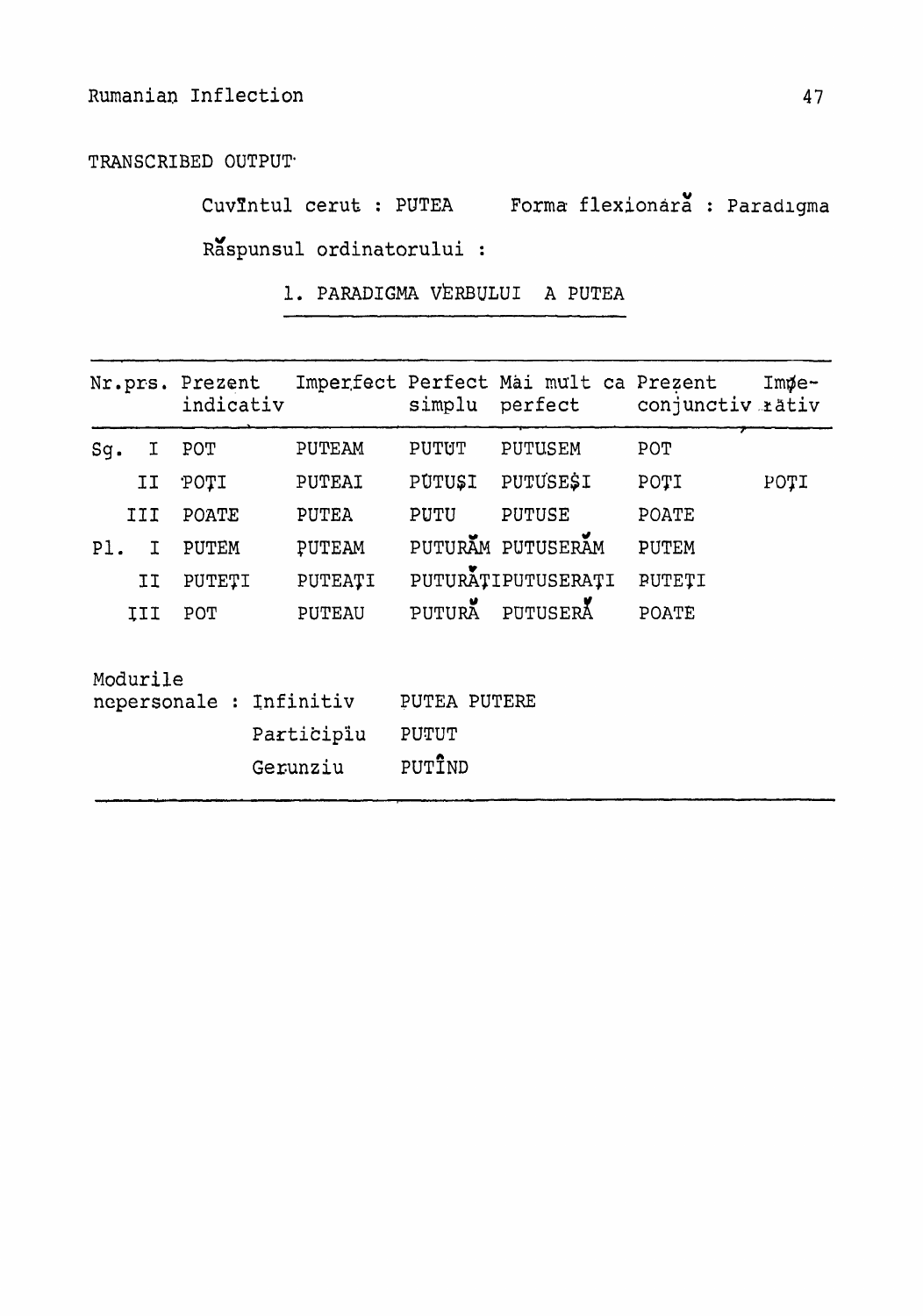TRANSCRIBED OUTPUT·

Cuvîntul cerut : PUTEA Forma flexionară : Paradigma

Răspunsul ordinatorului :

1. PARADIGMA VERBULUI A PUTEA

| Nr.prs. | | Prezent indicativ | Imperfect | Perfect simplu | Mai mult ca perfect | Prezent conjunctiv | Imperativ |
|---|---|---|---|---|---|---|---|
| Sg. | I | POT | PUTEAM | PUTUT | PUTUSEM | POT | |
| | II | POŢI | PUTEAI | PUTUŞI | PUTUSEŞI | POŢI | POŢI |
| | III | POATE | PUTEA | PUTU | PUTUSE | POATE | |
| Pl. | I | PUTEM | PUTEAM | PUTURĂM | PUTUSERĂM | PUTEM | |
| | II | PUTEŢI | PUTEAŢI | PUTURĂŢI | PUTUSERAŢI | PUTEŢI | |
| | III | POT | PUTEAU | PUTURĂ | PUTUSERĂ | POATE | |

Modurile nepersonale : Infinitiv PUTEA PUTERE

Participiu PUTUT

Gerunziu PUTÎND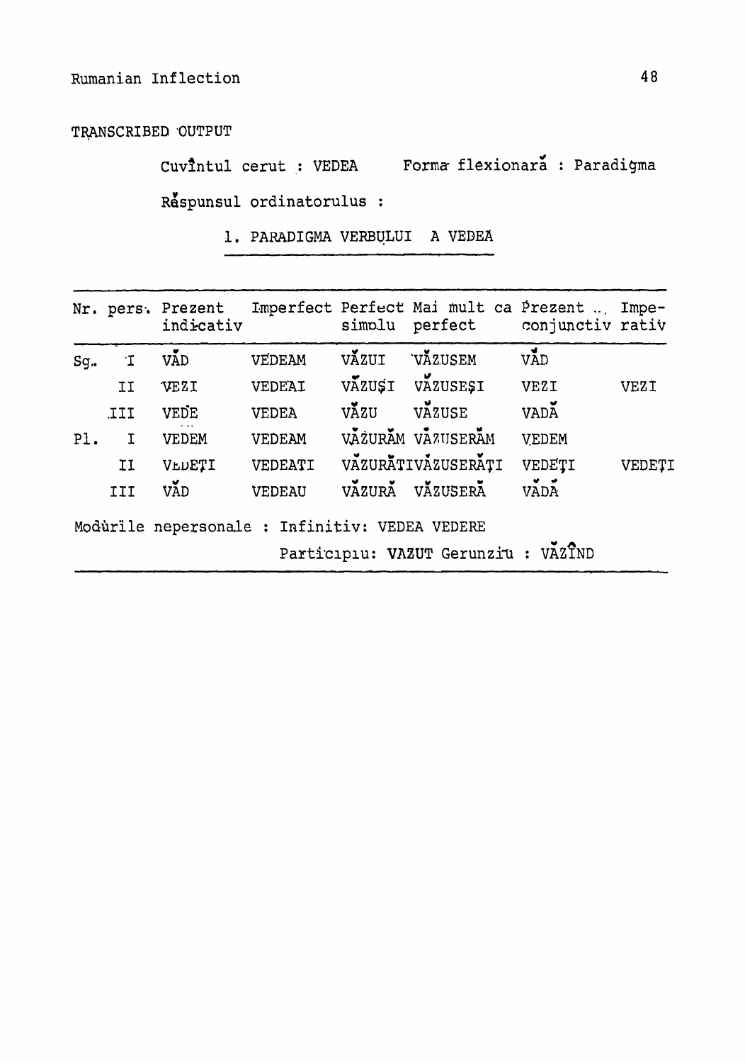TRANSCRIBED OUTPUT

Cuvîntul cerut : VEDEA    Forma flexionară : Paradigma

Răspunsul ordinatorulus :

1. PARADIGMA VERBULUI A VEDEA

| Nr. | pers. | Prezent indicativ | Imperfect | Perfect simplu | Mai mult ca perfect | Prezent conjunctiv | Imperativ |
|---|---|---|---|---|---|---|---|
| Sg. | I | VĂD | VEDEAM | VĂZUI | VĂZUSEM | VĂD | |
| | II | VEZI | VEDEAI | VĂZUȘI | VĂZUSEȘI | VEZI | VEZI |
| | III | VEDE | VEDEA | VĂZU | VĂZUSE | VADĂ | |
| Pl. | I | VEDEM | VEDEAM | VĂZURĂM | VĂZUSERĂM | VEDEM | |
| | II | VEDEȚI | VEDEATI | VĂZURĂTI | VĂZUSERĂȚI | VEDEȚI | VEDEȚI |
| | III | VĂD | VEDEAU | VĂZURĂ | VĂZUSERĂ | VADĂ | |

Modùrile nepersonale : Infinitiv: VEDEA VEDERE

Participiu: VAZUT Gerunziu : VĂZÎND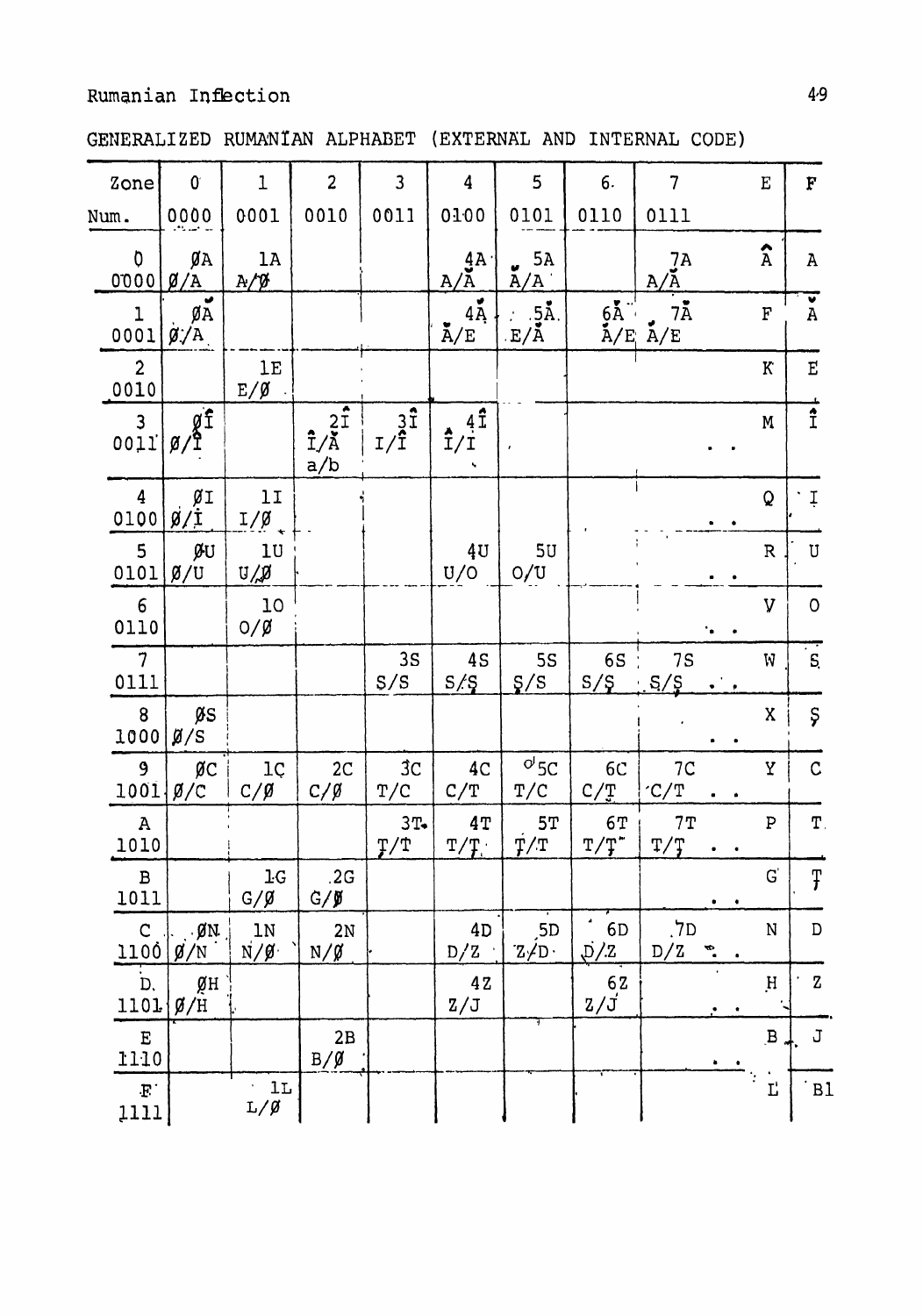GENERALIZED RUMANIAN ALPHABET (EXTERNAL AND INTERNAL CODE)

| Zone<br>Num. | 0<br>0000 | 1<br>0001 | 2<br>0010 | 3<br>0011 | 4<br>0100 | 5<br>0101 | 6<br>0110 | 7<br>0111 | E | F |
|---|---|---|---|---|---|---|---|---|---|---|
| 0<br>0000 | ØA<br>Ø/A | 1A<br>A/Ø | | | 4Ă<br>A/Ă | 5A<br>Ă/A | | 7A<br>A/Ă | Â | A |
| 1<br>0001 | ØĂ<br>Ø/A | | | | 4Ă<br>Ă/E | 5Ă<br>E/Ă | 6Ă<br>Ă/E | 7Ă<br>Ă/E | F | Ă |
| 2<br>0010 | | 1E<br>E/Ø | | | | | | | K | E |
| 3<br>0011 | ØÎ<br>Ø/Î | | 2Î<br>Î/Ă<br>a/b | 3Î<br>I/Î | 4Î<br>Î/I | | | .. | M | Î |
| 4<br>0100 | ØI<br>Ø/Î | 1I<br>I/Ø | | | | | | .. | Q | I |
| 5<br>0101 | ØU<br>Ø/U | 1U<br>U/Ø | | | 4U<br>U/O | 5U<br>O/U | | .. | R | U |
| 6<br>0110 | | 1O<br>O/Ø | | | | | | .. | V | O |
| 7<br>0111 | | | | 3S<br>S/S | 4S<br>S/Ș | 5S<br>Ș/S | 6S<br>S/Ș | 7S<br>S/Ș .. | W | S |
| 8<br>1000 | ØS<br>Ø/S | | | | | | | .. | X | Ș |
| 9<br>1001 | ØC<br>Ø/C | 1C<br>C/Ø | 2C<br>C/Ø | 3C<br>T/C | 4C<br>C/T | 5C<br>T/C | 6C<br>C/Ț | 7C<br>C/T .. | Y | C |
| A<br>1010 | | | | 3T<br>Ț/T | 4T<br>T/Ț | 5T<br>Ț/T | 6T<br>T/Ț | 7T<br>T/Ț .. | P | T |
| B<br>1011 | | 1G<br>G/Ø | 2G<br>G/Ø | | | | | .. | G | Ț |
| C<br>1100 | ØN<br>Ø/N | 1N<br>N/Ø | 2N<br>N/Ø | | 4D<br>D/Z | 5D<br>Z/D | 6D<br>D/Z | 7D<br>D/Z .. | N | D |
| D<br>1101 | ØH<br>Ø/H | | | | 4Z<br>Z/J | | 6Z<br>Z/J | .. | H | Z |
| E<br>1110 | | | 2B<br>B/Ø | | | | | .. | B | J |
| F<br>1111 | | 1L<br>L/Ø | | | | | | | L | Bl |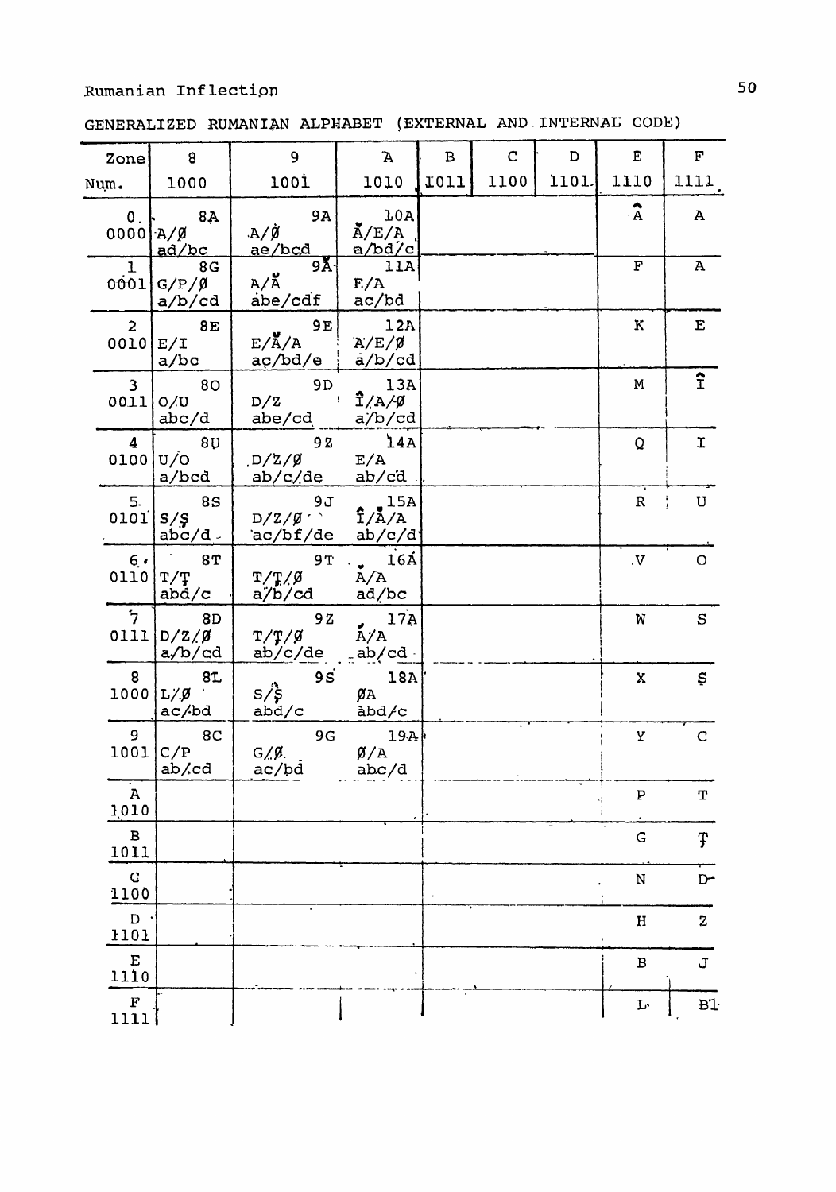GENERALIZED RUMANIAN ALPHABET (EXTERNAL AND INTERNAL CODE)

| Zone | 8 | 9 | A | B | C | D | E | F |
|---|---|---|---|---|---|---|---|---|
| Num. | 1000 | 1001 | 1010 | 1011 | 1100 | 1101 | 1110 | 1111 |
| 0 0000 | 8A A/Ø ad/bc | 9A A/Ø ae/bcd | 10A Ă/E/A a/bd/c | | | | Â | A |
| 1 0001 | 8G G/P/Ø a/b/cd | 9Ă A/Ă abe/cdf | 11A E/A ac/bd | | | | F | A |
| 2 0010 | 8E E/I a/bc | 9E E/Ă/A ac/bd/e | 12A A/E/Ø a/b/cd | | | | K | E |
| 3 0011 | 8O O/U abc/d | 9D D/Z abe/cd | 13A Î/A/Ø a/b/cd | | | | M | Î |
| 4 0100 | 8U U/O a/bcd | 9Z D/Z/Ø ab/c/de | 14A E/A ab/cd | | | | Q | I |
| 5 0101 | 8S S/Ș abc/d | 9J D/Z/Ø ac/bf/de | 15A Î/Ă/A ab/c/d | | | | R | U |
| 6 0110 | 8T T/Ț abd/c | 9T T/Ț/Ø a/b/cd | 16A Ă/A ad/bc | | | | V | O |
| 7 0111 | 8D D/Z/Ø a/b/cd | 9Z T/Ț/Ø ab/c/de | 17A Ă/A ab/cd | | | | W | S |
| 8 1000 | 8L L/Ø ac/bd | 9S S/Ș abd/c | 18A ØA abd/c | | | | X | Ș |
| 9 1001 | 8C C/P ab/cd | 9G G/Ø ac/bd | 19A Ø/A abc/d | | | | Y | C |
| A 1010 | | | | | | | P | T |
| B 1011 | | | | | | | G | Ț |
| C 1100 | | | | | | | N | D- |
| D 1101 | | | | | | | H | Z |
| E 1110 | | | | | | | B | J |
| F 1111 | | | | | | | L | B1 |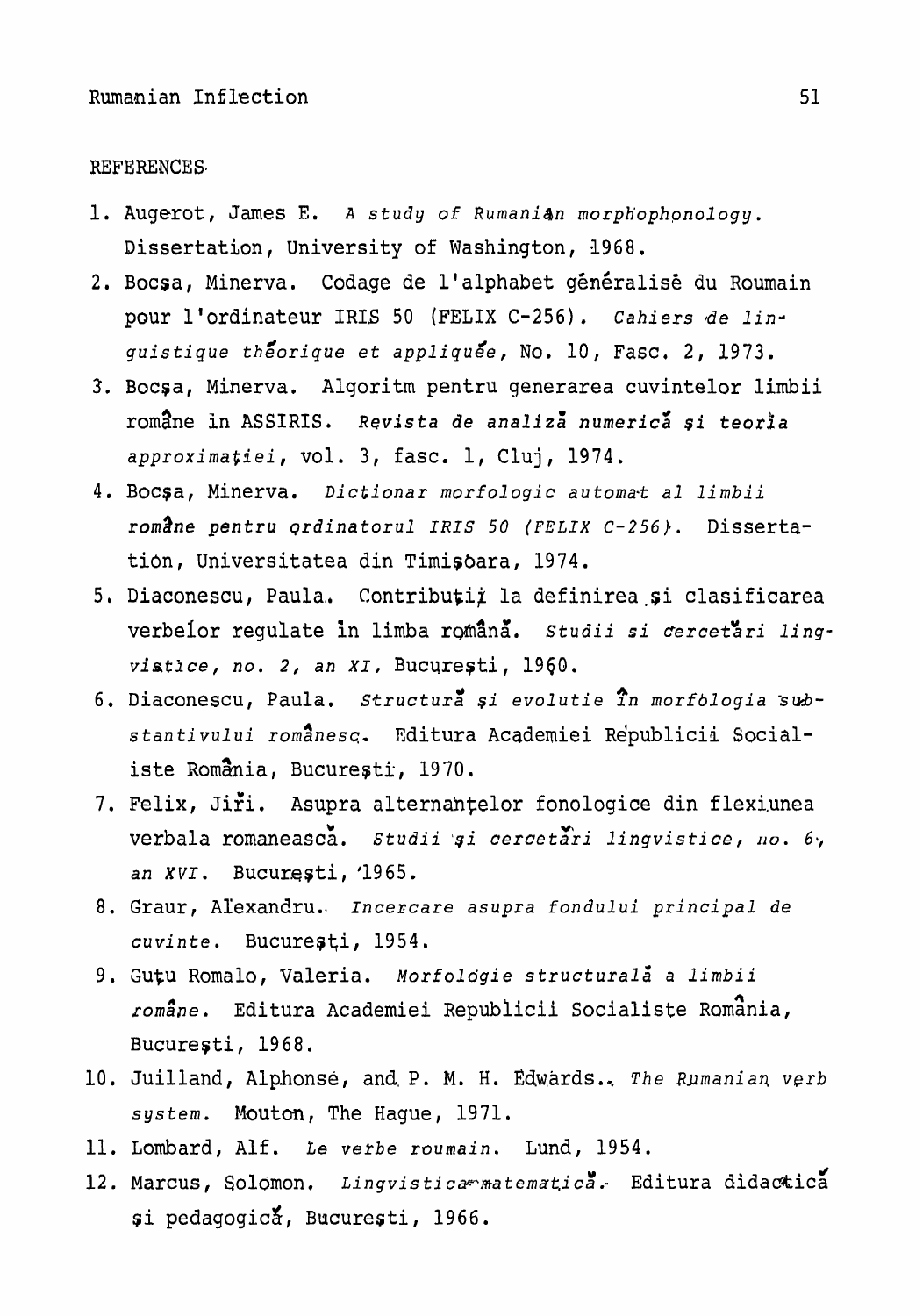REFERENCES

1. Augerot, James E. *A study of Rumanian morphophonology*. Dissertation, University of Washington, 1968.
2. Bocşa, Minerva. Codage de l'alphabet généralisé du Roumain pour l'ordinateur IRIS 50 (FELIX C-256). *Cahiers de linguistique théorique et appliquée*, No. 10, Fasc. 2, 1973.
3. Bocşa, Minerva. Algoritm pentru generarea cuvintelor limbii române în ASSIRIS. *Revista de analiză numerică şi teoria approximaţiei*, vol. 3, fasc. 1, Cluj, 1974.
4. Bocşa, Minerva. *Dictionar morfologic automat al limbii române pentru ordinatorul IRIS 50 (FELIX C-256)*. Dissertation, Universitatea din Timişoara, 1974.
5. Diaconescu, Paula. Contribuţii la definirea şi clasificarea verbelor regulate în limba română. *Studii si cercetări lingvistice, no. 2, an XI*, Bucureşti, 1960.
6. Diaconescu, Paula. *Structură şi evolutie în morfologia substantivului românesc*. Editura Academiei Republicii Socialiste România, Bucureşti, 1970.
7. Felix, Jiři. Asupra alternanţelor fonologice din flexiunea verbala romanească. *Studii şi cercetări lingvistice, no. 6, an XVI*. Bucureşti, 1965.
8. Graur, Alexandru. *Incercare asupra fondului principal de cuvinte*. Bucureşti, 1954.
9. Guţu Romalo, Valeria. *Morfologie structurală a limbii române*. Editura Academiei Republicii Socialiste România, Bucureşti, 1968.
10. Juilland, Alphonse, and P. M. H. Edwards. *The Rumanian verb system*. Mouton, The Hague, 1971.
11. Lombard, Alf. *Le verbe roumain*. Lund, 1954.
12. Marcus, Solomon. *Lingvistica matematică*. Editura didactică şi pedagogică, Bucureşti, 1966.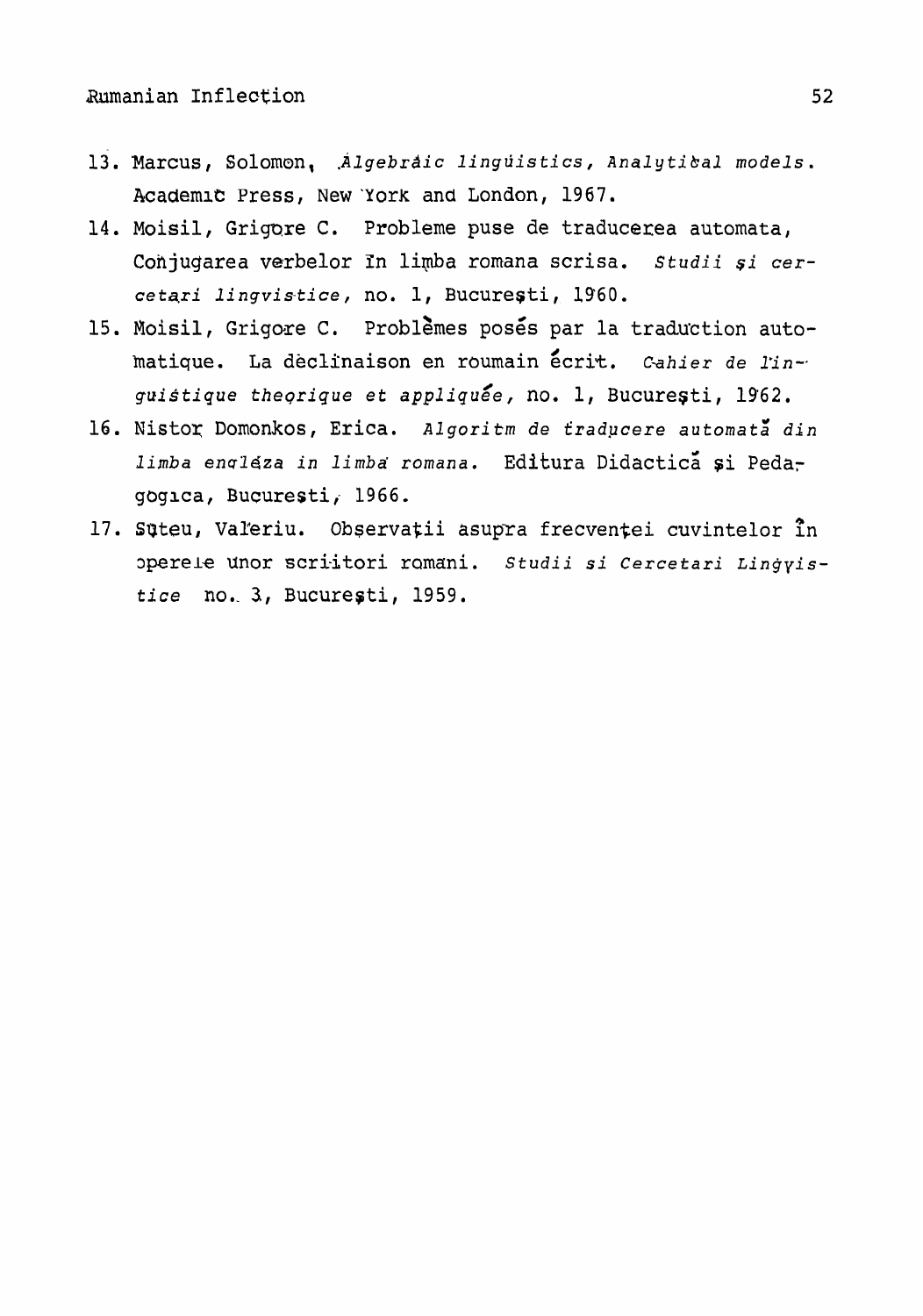13. Marcus, Solomon, *Algebraic linguistics, Analytical models*. Academic Press, New York and London, 1967.
14. Moisil, Grigore C. Probleme puse de traducerea automata, Conjugarea verbelor în limba romana scrisa. *Studii și cercetari lingvistice*, no. 1, București, 1960.
15. Moisil, Grigore C. Problèmes posés par la traduction automatique. La dèclinaison en roumain écrit. *Cahier de linguistique theorique et appliquée*, no. 1, București, 1962.
16. Nistor Domonkos, Erica. *Algoritm de traducere automată din limba engleza in limba romana*. Editura Didactică și Pedagogica, Bucuresti, 1966.
17. Suteu, Valeriu. Observații asupra frecvenței cuvintelor în operele unor scriitori romani. *Studii si Cercetari Lingvistice* no. 3, București, 1959.